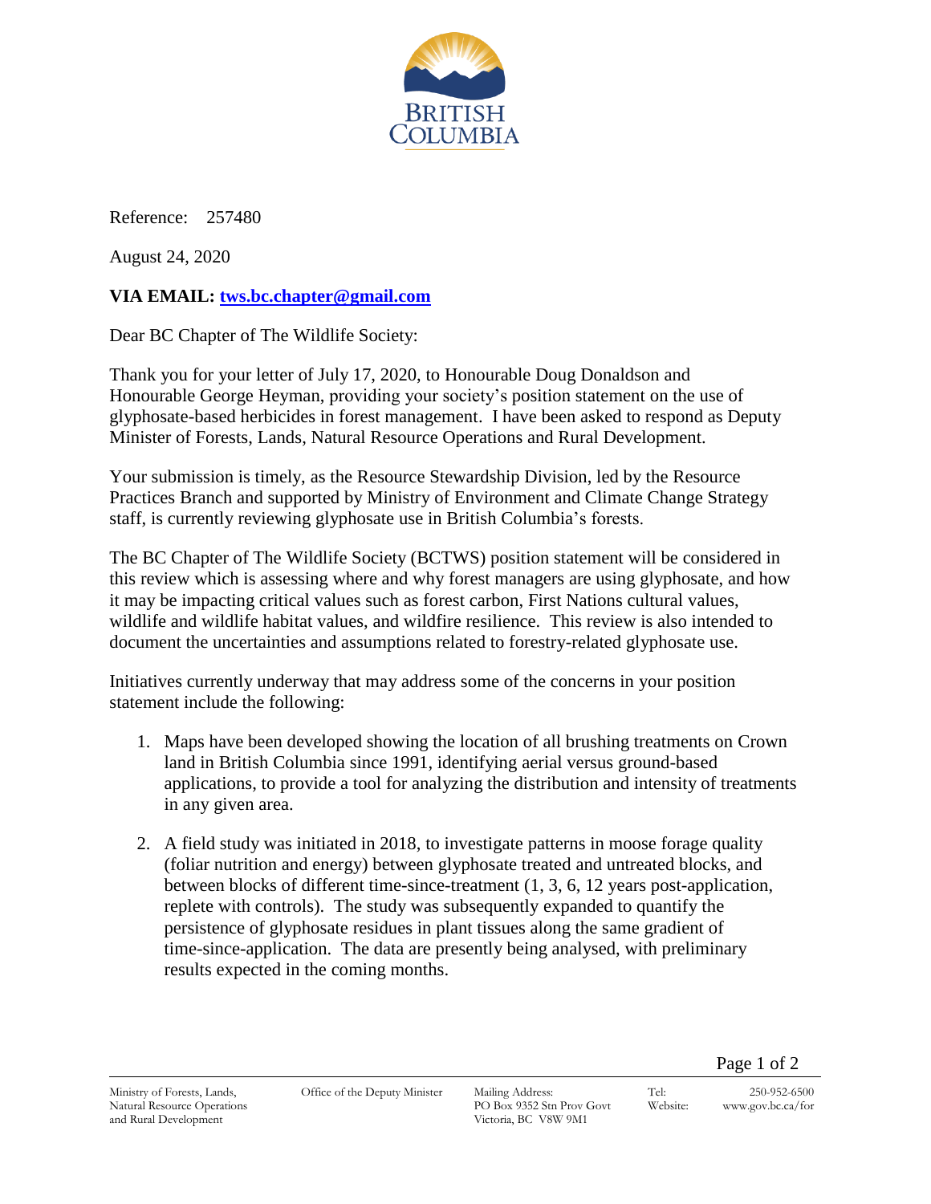Reference: 257480

August 24, 2020

**VIA EMAIL: tws.bc.chapter@gmail.com**

Dear BC Chapter of The Wildlife Society:

Thank you for your letter of July 17, 2020, to Honourable Doug Donaldson and Honourable George Heyman, providing your society's position statement on the use of glyphosate-based herbicides in forest management. I have been asked to respond as Deputy Minister of Forests, Lands, Natural Resource Operations and Rural Development.

Your submission is timely, as the Resource Stewardship Division, led by the Resource Practices Branch and supported by Ministry of Environment and Climate Change Strategy staff, is currently reviewing glyphosate use in British Columbia's forests.

The BC Chapter of The Wildlife Society (BCTWS) position statement will be considered in this review which is assessing where and why forest managers are using glyphosate, and how it may be impacting critical values such as forest carbon, First Nations cultural values, wildlife and wildlife habitat values, and wildfire resilience. This review is also intended to document the uncertainties and assumptions related to forestry-related glyphosate use.

Initiatives currently underway that may address some of the concerns in your position statement include the following:

1. Maps have been developed showing the location of all brushing treatments on Crown land in British Columbia since 1991, identifying aerial versus ground-based applications, to provide a tool for analyzing the distribution and intensity of treatments in any given area.
2. A field study was initiated in 2018, to investigate patterns in moose forage quality (foliar nutrition and energy) between glyphosate treated and untreated blocks, and between blocks of different time-since-treatment (1, 3, 6, 12 years post-application, replete with controls). The study was subsequently expanded to quantify the persistence of glyphosate residues in plant tissues along the same gradient of time-since-application. The data are presently being analysed, with preliminary results expected in the coming months.

Ministry of Forests, Lands, Natural Resource Operations and Rural Development | Office of the Deputy Minister | Mailing Address: PO Box 9352 Stn Prov Govt Victoria, BC V8W 9M1 | Tel: 250-952-6500 | Website: www.gov.bc.ca/for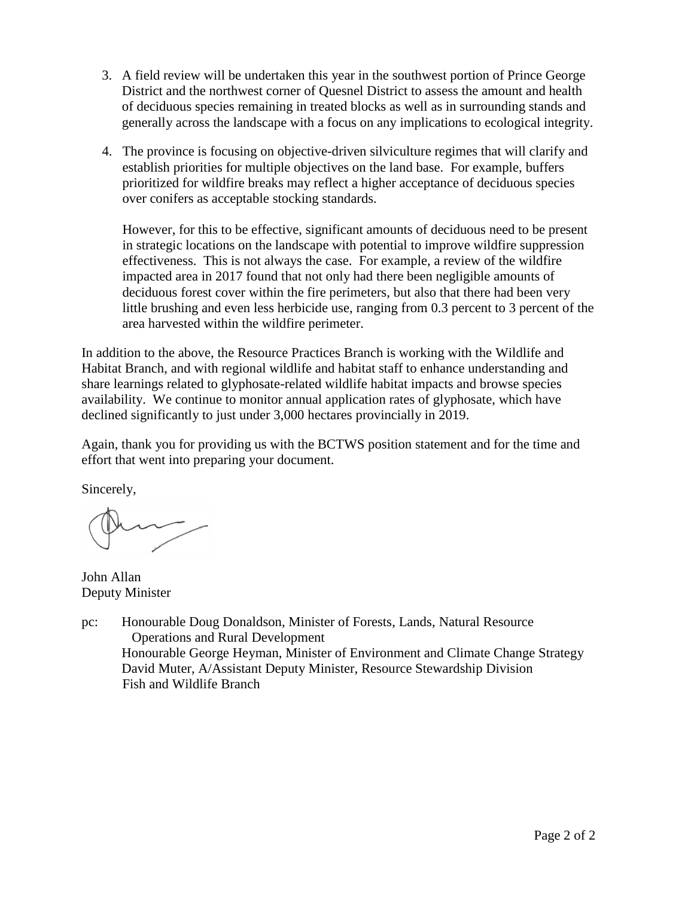3. A field review will be undertaken this year in the southwest portion of Prince George District and the northwest corner of Quesnel District to assess the amount and health of deciduous species remaining in treated blocks as well as in surrounding stands and generally across the landscape with a focus on any implications to ecological integrity.

4. The province is focusing on objective-driven silviculture regimes that will clarify and establish priorities for multiple objectives on the land base. For example, buffers prioritized for wildfire breaks may reflect a higher acceptance of deciduous species over conifers as acceptable stocking standards.

   However, for this to be effective, significant amounts of deciduous need to be present in strategic locations on the landscape with potential to improve wildfire suppression effectiveness. This is not always the case. For example, a review of the wildfire impacted area in 2017 found that not only had there been negligible amounts of deciduous forest cover within the fire perimeters, but also that there had been very little brushing and even less herbicide use, ranging from 0.3 percent to 3 percent of the area harvested within the wildfire perimeter.

In addition to the above, the Resource Practices Branch is working with the Wildlife and Habitat Branch, and with regional wildlife and habitat staff to enhance understanding and share learnings related to glyphosate-related wildlife habitat impacts and browse species availability. We continue to monitor annual application rates of glyphosate, which have declined significantly to just under 3,000 hectares provincially in 2019.

Again, thank you for providing us with the BCTWS position statement and for the time and effort that went into preparing your document.

Sincerely,

John Allan
Deputy Minister

pc: Honourable Doug Donaldson, Minister of Forests, Lands, Natural Resource Operations and Rural Development
Honourable George Heyman, Minister of Environment and Climate Change Strategy
David Muter, A/Assistant Deputy Minister, Resource Stewardship Division
Fish and Wildlife Branch